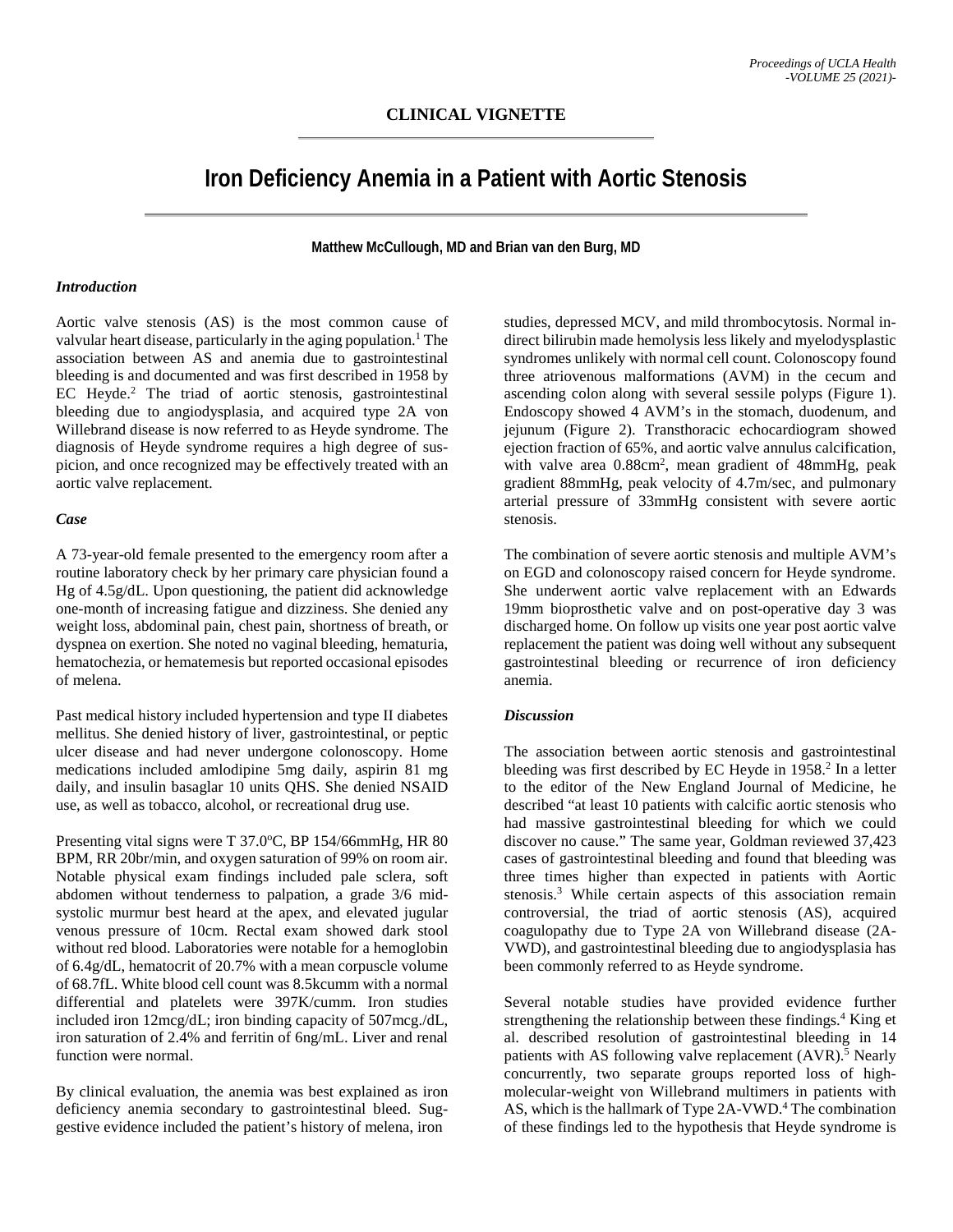## CLINICAL VIGNETTE

# Iron Deficiency Anemia in a Patient with Aortic Stenosis

**Matthew McCullough, MD and Brian van den Burg, MD**

### *Introduction*

Aortic valve stenosis (AS) is the most common cause of valvular heart disease, particularly in the aging population.[1] The association between AS and anemia due to gastrointestinal bleeding is and documented and was first described in 1958 by EC Heyde.[2] The triad of aortic stenosis, gastrointestinal bleeding due to angiodysplasia, and acquired type 2A von Willebrand disease is now referred to as Heyde syndrome. The diagnosis of Heyde syndrome requires a high degree of suspicion, and once recognized may be effectively treated with an aortic valve replacement.

### *Case*

A 73-year-old female presented to the emergency room after a routine laboratory check by her primary care physician found a Hg of 4.5g/dL. Upon questioning, the patient did acknowledge one-month of increasing fatigue and dizziness. She denied any weight loss, abdominal pain, chest pain, shortness of breath, or dyspnea on exertion. She noted no vaginal bleeding, hematuria, hematochezia, or hematemesis but reported occasional episodes of melena.

Past medical history included hypertension and type II diabetes mellitus. She denied history of liver, gastrointestinal, or peptic ulcer disease and had never undergone colonoscopy. Home medications included amlodipine 5mg daily, aspirin 81 mg daily, and insulin basaglar 10 units QHS. She denied NSAID use, as well as tobacco, alcohol, or recreational drug use.

Presenting vital signs were T 37.0ºC, BP 154/66mmHg, HR 80 BPM, RR 20br/min, and oxygen saturation of 99% on room air. Notable physical exam findings included pale sclera, soft abdomen without tenderness to palpation, a grade 3/6 mid-systolic murmur best heard at the apex, and elevated jugular venous pressure of 10cm. Rectal exam showed dark stool without red blood. Laboratories were notable for a hemoglobin of 6.4g/dL, hematocrit of 20.7% with a mean corpuscle volume of 68.7fL. White blood cell count was 8.5kcumm with a normal differential and platelets were 397K/cumm. Iron studies included iron 12mcg/dL; iron binding capacity of 507mcg./dL, iron saturation of 2.4% and ferritin of 6ng/mL. Liver and renal function were normal.

By clinical evaluation, the anemia was best explained as iron deficiency anemia secondary to gastrointestinal bleed. Suggestive evidence included the patient's history of melena, iron studies, depressed MCV, and mild thrombocytosis. Normal indirect bilirubin made hemolysis less likely and myelodysplastic syndromes unlikely with normal cell count. Colonoscopy found three atriovenous malformations (AVM) in the cecum and ascending colon along with several sessile polyps (Figure 1). Endoscopy showed 4 AVM's in the stomach, duodenum, and jejunum (Figure 2). Transthoracic echocardiogram showed ejection fraction of 65%, and aortic valve annulus calcification, with valve area $0.88cm^2$, mean gradient of 48mmHg, peak gradient 88mmHg, peak velocity of 4.7m/sec, and pulmonary arterial pressure of 33mmHg consistent with severe aortic stenosis.

The combination of severe aortic stenosis and multiple AVM's on EGD and colonoscopy raised concern for Heyde syndrome. She underwent aortic valve replacement with an Edwards 19mm bioprosthetic valve and on post-operative day 3 was discharged home. On follow up visits one year post aortic valve replacement the patient was doing well without any subsequent gastrointestinal bleeding or recurrence of iron deficiency anemia.

### *Discussion*

The association between aortic stenosis and gastrointestinal bleeding was first described by EC Heyde in 1958.[2] In a letter to the editor of the New England Journal of Medicine, he described "at least 10 patients with calcific aortic stenosis who had massive gastrointestinal bleeding for which we could discover no cause." The same year, Goldman reviewed 37,423 cases of gastrointestinal bleeding and found that bleeding was three times higher than expected in patients with Aortic stenosis.[3] While certain aspects of this association remain controversial, the triad of aortic stenosis (AS), acquired coagulopathy due to Type 2A von Willebrand disease (2A-VWD), and gastrointestinal bleeding due to angiodysplasia has been commonly referred to as Heyde syndrome.

Several notable studies have provided evidence further strengthening the relationship between these findings.[4] King et al. described resolution of gastrointestinal bleeding in 14 patients with AS following valve replacement (AVR).[5] Nearly concurrently, two separate groups reported loss of high-molecular-weight von Willebrand multimers in patients with AS, which is the hallmark of Type 2A-VWD.[4] The combination of these findings led to the hypothesis that Heyde syndrome is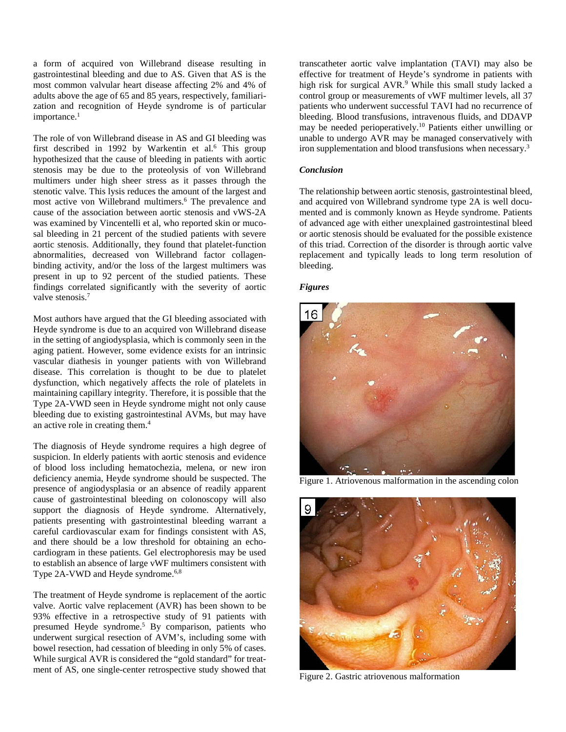a form of acquired von Willebrand disease resulting in gastrointestinal bleeding and due to AS. Given that AS is the most common valvular heart disease affecting 2% and 4% of adults above the age of 65 and 85 years, respectively, familiarization and recognition of Heyde syndrome is of particular importance.[1]

The role of von Willebrand disease in AS and GI bleeding was first described in 1992 by Warkentin et al.[6] This group hypothesized that the cause of bleeding in patients with aortic stenosis may be due to the proteolysis of von Willebrand multimers under high sheer stress as it passes through the stenotic valve. This lysis reduces the amount of the largest and most active von Willebrand multimers.[6] The prevalence and cause of the association between aortic stenosis and vWS-2A was examined by Vincentelli et al, who reported skin or mucosal bleeding in 21 percent of the studied patients with severe aortic stenosis. Additionally, they found that platelet-function abnormalities, decreased von Willebrand factor collagen-binding activity, and/or the loss of the largest multimers was present in up to 92 percent of the studied patients. These findings correlated significantly with the severity of aortic valve stenosis.[7]

Most authors have argued that the GI bleeding associated with Heyde syndrome is due to an acquired von Willebrand disease in the setting of angiodysplasia, which is commonly seen in the aging patient. However, some evidence exists for an intrinsic vascular diathesis in younger patients with von Willebrand disease. This correlation is thought to be due to platelet dysfunction, which negatively affects the role of platelets in maintaining capillary integrity. Therefore, it is possible that the Type 2A-VWD seen in Heyde syndrome might not only cause bleeding due to existing gastrointestinal AVMs, but may have an active role in creating them.[4]

The diagnosis of Heyde syndrome requires a high degree of suspicion. In elderly patients with aortic stenosis and evidence of blood loss including hematochezia, melena, or new iron deficiency anemia, Heyde syndrome should be suspected. The presence of angiodysplasia or an absence of readily apparent cause of gastrointestinal bleeding on colonoscopy will also support the diagnosis of Heyde syndrome. Alternatively, patients presenting with gastrointestinal bleeding warrant a careful cardiovascular exam for findings consistent with AS, and there should be a low threshold for obtaining an echocardiogram in these patients. Gel electrophoresis may be used to establish an absence of large vWF multimers consistent with Type 2A-VWD and Heyde syndrome.[6,8]

The treatment of Heyde syndrome is replacement of the aortic valve. Aortic valve replacement (AVR) has been shown to be 93% effective in a retrospective study of 91 patients with presumed Heyde syndrome.[5] By comparison, patients who underwent surgical resection of AVM's, including some with bowel resection, had cessation of bleeding in only 5% of cases. While surgical AVR is considered the "gold standard" for treatment of AS, one single-center retrospective study showed that transcatheter aortic valve implantation (TAVI) may also be effective for treatment of Heyde's syndrome in patients with high risk for surgical AVR.[9] While this small study lacked a control group or measurements of vWF multimer levels, all 37 patients who underwent successful TAVI had no recurrence of bleeding. Blood transfusions, intravenous fluids, and DDAVP may be needed perioperatively.[10] Patients either unwilling or unable to undergo AVR may be managed conservatively with iron supplementation and blood transfusions when necessary.[3]

### *Conclusion*

The relationship between aortic stenosis, gastrointestinal bleed, and acquired von Willebrand syndrome type 2A is well documented and is commonly known as Heyde syndrome. Patients of advanced age with either unexplained gastrointestinal bleed or aortic stenosis should be evaluated for the possible existence of this triad. Correction of the disorder is through aortic valve replacement and typically leads to long term resolution of bleeding.

### *Figures*

Figure 1. Atriovenous malformation in the ascending colon

Figure 2. Gastric atriovenous malformation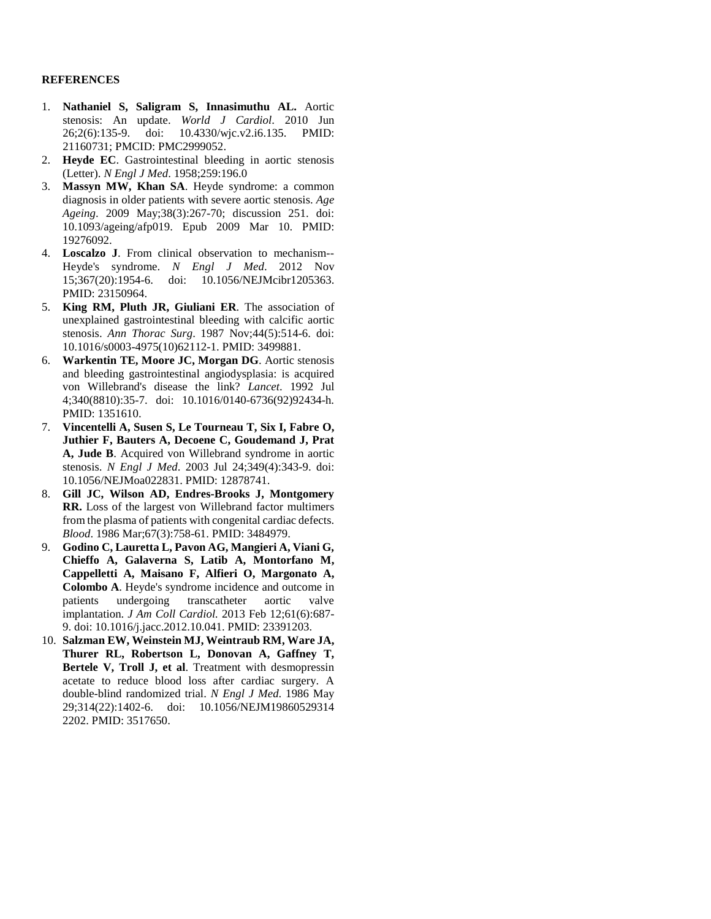**REFERENCES**

1. **Nathaniel S, Saligram S, Innasimuthu AL.** Aortic stenosis: An update. *World J Cardiol*. 2010 Jun 26;2(6):135-9. doi: 10.4330/wjc.v2.i6.135. PMID: 21160731; PMCID: PMC2999052.
2. **Heyde EC**. Gastrointestinal bleeding in aortic stenosis (Letter). *N Engl J Med*. 1958;259:196.0
3. **Massyn MW, Khan SA**. Heyde syndrome: a common diagnosis in older patients with severe aortic stenosis. *Age Ageing*. 2009 May;38(3):267-70; discussion 251. doi: 10.1093/ageing/afp019. Epub 2009 Mar 10. PMID: 19276092.
4. **Loscalzo J**. From clinical observation to mechanism--Heyde's syndrome. *N Engl J Med*. 2012 Nov 15;367(20):1954-6. doi: 10.1056/NEJMcibr1205363. PMID: 23150964.
5. **King RM, Pluth JR, Giuliani ER**. The association of unexplained gastrointestinal bleeding with calcific aortic stenosis. *Ann Thorac Surg*. 1987 Nov;44(5):514-6. doi: 10.1016/s0003-4975(10)62112-1. PMID: 3499881.
6. **Warkentin TE, Moore JC, Morgan DG**. Aortic stenosis and bleeding gastrointestinal angiodysplasia: is acquired von Willebrand's disease the link? *Lancet*. 1992 Jul 4;340(8810):35-7. doi: 10.1016/0140-6736(92)92434-h. PMID: 1351610.
7. **Vincentelli A, Susen S, Le Tourneau T, Six I, Fabre O, Juthier F, Bauters A, Decoene C, Goudemand J, Prat A, Jude B**. Acquired von Willebrand syndrome in aortic stenosis. *N Engl J Med*. 2003 Jul 24;349(4):343-9. doi: 10.1056/NEJMoa022831. PMID: 12878741.
8. **Gill JC, Wilson AD, Endres-Brooks J, Montgomery RR.** Loss of the largest von Willebrand factor multimers from the plasma of patients with congenital cardiac defects. *Blood*. 1986 Mar;67(3):758-61. PMID: 3484979.
9. **Godino C, Lauretta L, Pavon AG, Mangieri A, Viani G, Chieffo A, Galaverna S, Latib A, Montorfano M, Cappelletti A, Maisano F, Alfieri O, Margonato A, Colombo A**. Heyde's syndrome incidence and outcome in patients undergoing transcatheter aortic valve implantation. *J Am Coll Cardiol.* 2013 Feb 12;61(6):687-9. doi: 10.1016/j.jacc.2012.10.041. PMID: 23391203.
10. **Salzman EW, Weinstein MJ, Weintraub RM, Ware JA, Thurer RL, Robertson L, Donovan A, Gaffney T, Bertele V, Troll J, et al**. Treatment with desmopressin acetate to reduce blood loss after cardiac surgery. A double-blind randomized trial. *N Engl J Med.* 1986 May 29;314(22):1402-6. doi: 10.1056/NEJM198605293142202. PMID: 3517650.